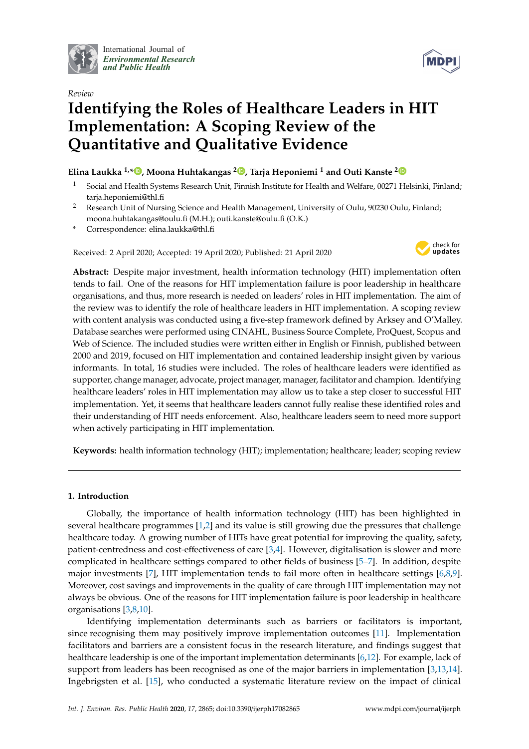International Journal of
*Environmental Research and Public Health*

*Review*

# Identifying the Roles of Healthcare Leaders in HIT Implementation: A Scoping Review of the Quantitative and Qualitative Evidence

**Elina Laukka [1,*], Moona Huhtakangas [2], Tarja Heponiemi [1] and Outi Kanste [2]**

[1] Social and Health Systems Research Unit, Finnish Institute for Health and Welfare, 00271 Helsinki, Finland; tarja.heponiemi@thl.fi

[2] Research Unit of Nursing Science and Health Management, University of Oulu, 90230 Oulu, Finland; moona.huhtakangas@oulu.fi (M.H.); outi.kanste@oulu.fi (O.K.)

[*] Correspondence: elina.laukka@thl.fi

Received: 2 April 2020; Accepted: 19 April 2020; Published: 21 April 2020

**Abstract:** Despite major investment, health information technology (HIT) implementation often tends to fail. One of the reasons for HIT implementation failure is poor leadership in healthcare organisations, and thus, more research is needed on leaders' roles in HIT implementation. The aim of the review was to identify the role of healthcare leaders in HIT implementation. A scoping review with content analysis was conducted using a five-step framework defined by Arksey and O'Malley. Database searches were performed using CINAHL, Business Source Complete, ProQuest, Scopus and Web of Science. The included studies were written either in English or Finnish, published between 2000 and 2019, focused on HIT implementation and contained leadership insight given by various informants. In total, 16 studies were included. The roles of healthcare leaders were identified as supporter, change manager, advocate, project manager, manager, facilitator and champion. Identifying healthcare leaders' roles in HIT implementation may allow us to take a step closer to successful HIT implementation. Yet, it seems that healthcare leaders cannot fully realise these identified roles and their understanding of HIT needs enforcement. Also, healthcare leaders seem to need more support when actively participating in HIT implementation.

**Keywords:** health information technology (HIT); implementation; healthcare; leader; scoping review

## 1. Introduction

Globally, the importance of health information technology (HIT) has been highlighted in several healthcare programmes [1,2] and its value is still growing due the pressures that challenge healthcare today. A growing number of HITs have great potential for improving the quality, safety, patient-centredness and cost-effectiveness of care [3,4]. However, digitalisation is slower and more complicated in healthcare settings compared to other fields of business [5–7]. In addition, despite major investments [7], HIT implementation tends to fail more often in healthcare settings [6,8,9]. Moreover, cost savings and improvements in the quality of care through HIT implementation may not always be obvious. One of the reasons for HIT implementation failure is poor leadership in healthcare organisations [3,8,10].

Identifying implementation determinants such as barriers or facilitators is important, since recognising them may positively improve implementation outcomes [11]. Implementation facilitators and barriers are a consistent focus in the research literature, and findings suggest that healthcare leadership is one of the important implementation determinants [6,12]. For example, lack of support from leaders has been recognised as one of the major barriers in implementation [3,13,14]. Ingebrigsten et al. [15], who conducted a systematic literature review on the impact of clinical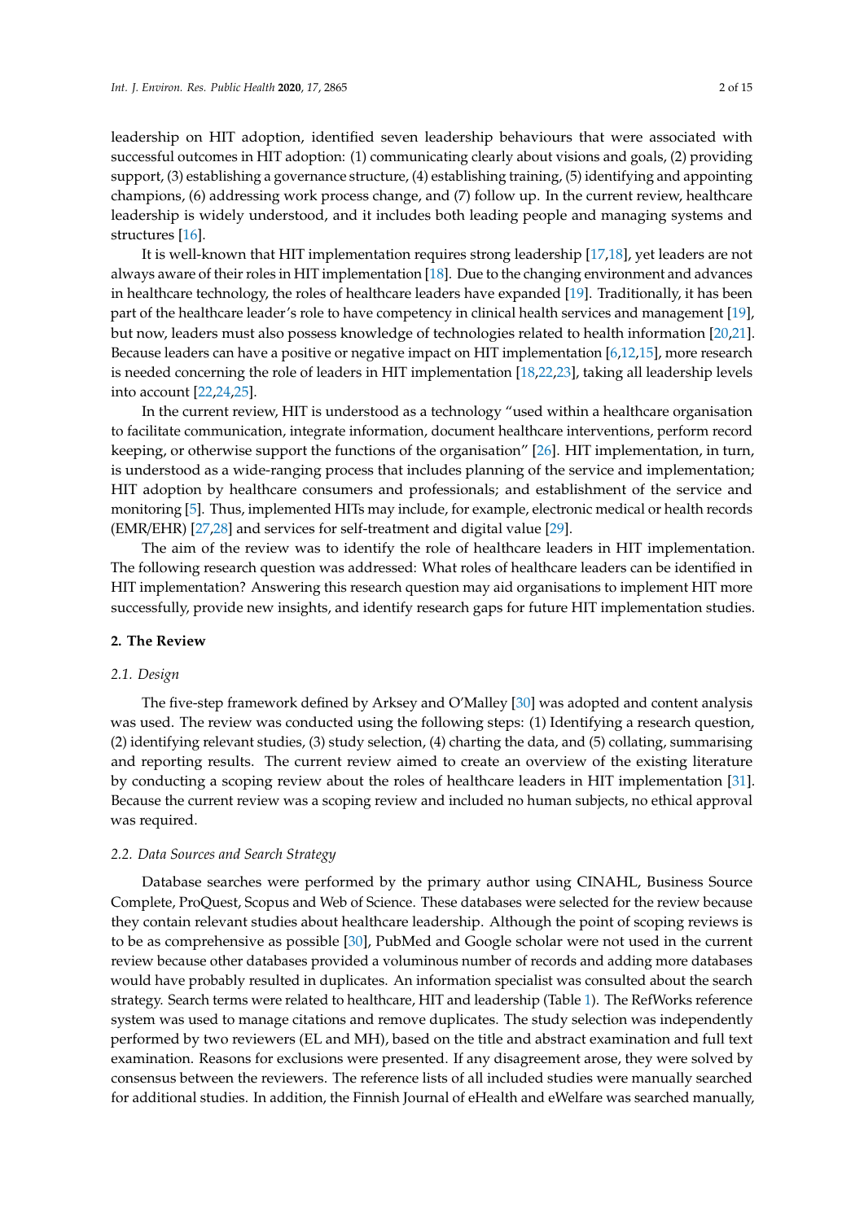leadership on HIT adoption, identified seven leadership behaviours that were associated with successful outcomes in HIT adoption: (1) communicating clearly about visions and goals, (2) providing support, (3) establishing a governance structure, (4) establishing training, (5) identifying and appointing champions, (6) addressing work process change, and (7) follow up. In the current review, healthcare leadership is widely understood, and it includes both leading people and managing systems and structures [16].

It is well-known that HIT implementation requires strong leadership [17,18], yet leaders are not always aware of their roles in HIT implementation [18]. Due to the changing environment and advances in healthcare technology, the roles of healthcare leaders have expanded [19]. Traditionally, it has been part of the healthcare leader's role to have competency in clinical health services and management [19], but now, leaders must also possess knowledge of technologies related to health information [20,21]. Because leaders can have a positive or negative impact on HIT implementation [6,12,15], more research is needed concerning the role of leaders in HIT implementation [18,22,23], taking all leadership levels into account [22,24,25].

In the current review, HIT is understood as a technology "used within a healthcare organisation to facilitate communication, integrate information, document healthcare interventions, perform record keeping, or otherwise support the functions of the organisation" [26]. HIT implementation, in turn, is understood as a wide-ranging process that includes planning of the service and implementation; HIT adoption by healthcare consumers and professionals; and establishment of the service and monitoring [5]. Thus, implemented HITs may include, for example, electronic medical or health records (EMR/EHR) [27,28] and services for self-treatment and digital value [29].

The aim of the review was to identify the role of healthcare leaders in HIT implementation. The following research question was addressed: What roles of healthcare leaders can be identified in HIT implementation? Answering this research question may aid organisations to implement HIT more successfully, provide new insights, and identify research gaps for future HIT implementation studies.

## 2. The Review

### 2.1. Design

The five-step framework defined by Arksey and O'Malley [30] was adopted and content analysis was used. The review was conducted using the following steps: (1) Identifying a research question, (2) identifying relevant studies, (3) study selection, (4) charting the data, and (5) collating, summarising and reporting results. The current review aimed to create an overview of the existing literature by conducting a scoping review about the roles of healthcare leaders in HIT implementation [31]. Because the current review was a scoping review and included no human subjects, no ethical approval was required.

### 2.2. Data Sources and Search Strategy

Database searches were performed by the primary author using CINAHL, Business Source Complete, ProQuest, Scopus and Web of Science. These databases were selected for the review because they contain relevant studies about healthcare leadership. Although the point of scoping reviews is to be as comprehensive as possible [30], PubMed and Google scholar were not used in the current review because other databases provided a voluminous number of records and adding more databases would have probably resulted in duplicates. An information specialist was consulted about the search strategy. Search terms were related to healthcare, HIT and leadership (Table 1). The RefWorks reference system was used to manage citations and remove duplicates. The study selection was independently performed by two reviewers (EL and MH), based on the title and abstract examination and full text examination. Reasons for exclusions were presented. If any disagreement arose, they were solved by consensus between the reviewers. The reference lists of all included studies were manually searched for additional studies. In addition, the Finnish Journal of eHealth and eWelfare was searched manually,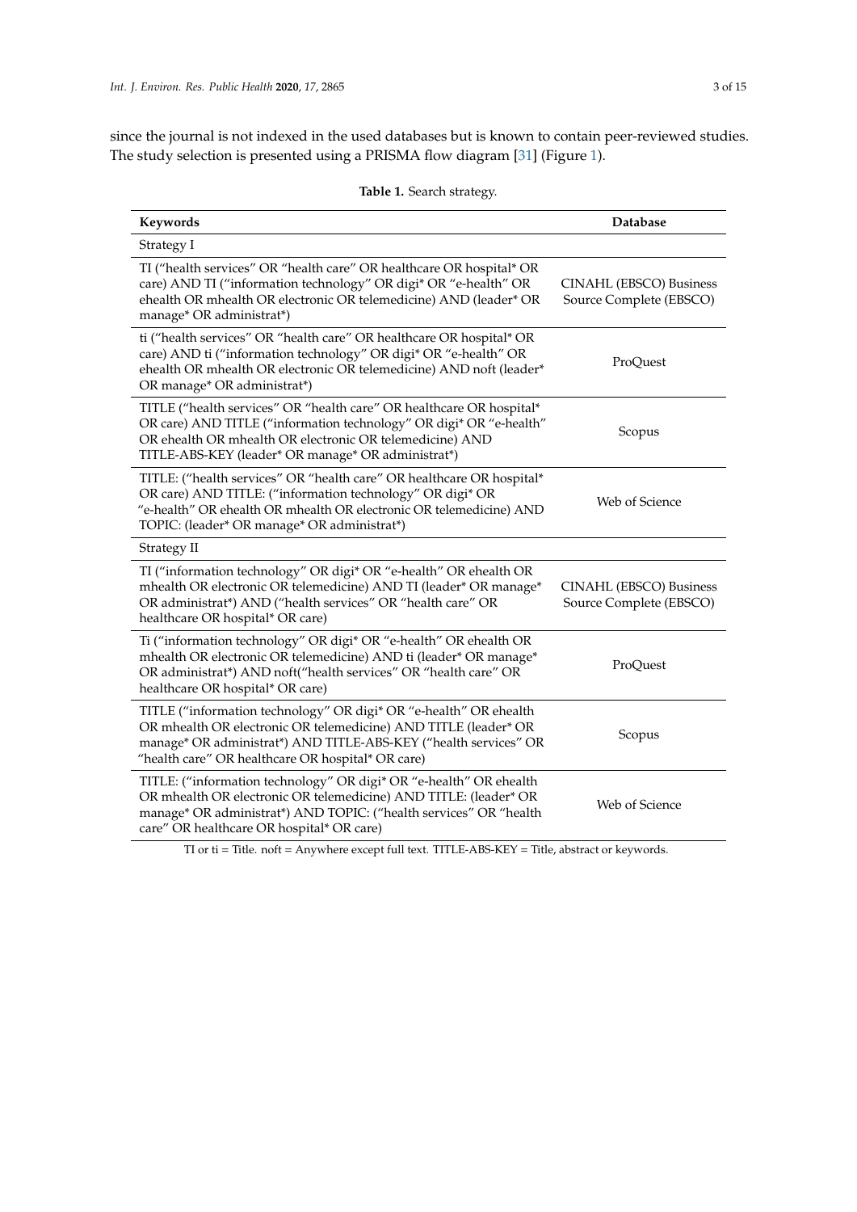since the journal is not indexed in the used databases but is known to contain peer-reviewed studies. The study selection is presented using a PRISMA flow diagram [31] (Figure 1).

**Table 1.** Search strategy.

| Keywords | Database |
|---|---|
| Strategy I | |
| TI ("health services" OR "health care" OR healthcare OR hospital* OR care) AND TI ("information technology" OR digi* OR "e-health" OR ehealth OR mhealth OR electronic OR telemedicine) AND (leader* OR manage* OR administrat*) | CINAHL (EBSCO) Business Source Complete (EBSCO) |
| ti ("health services" OR "health care" OR healthcare OR hospital* OR care) AND ti ("information technology" OR digi* OR "e-health" OR ehealth OR mhealth OR electronic OR telemedicine) AND noft (leader* OR manage* OR administrat*) | ProQuest |
| TITLE ("health services" OR "health care" OR healthcare OR hospital* OR care) AND TITLE ("information technology" OR digi* OR "e-health" OR ehealth OR mhealth OR electronic OR telemedicine) AND TITLE-ABS-KEY (leader* OR manage* OR administrat*) | Scopus |
| TITLE: ("health services" OR "health care" OR healthcare OR hospital* OR care) AND TITLE: ("information technology" OR digi* OR "e-health" OR ehealth OR mhealth OR electronic OR telemedicine) AND TOPIC: (leader* OR manage* OR administrat*) | Web of Science |
| Strategy II | |
| TI ("information technology" OR digi* OR "e-health" OR ehealth OR mhealth OR electronic OR telemedicine) AND TI (leader* OR manage* OR administrat*) AND ("health services" OR "health care" OR healthcare OR hospital* OR care) | CINAHL (EBSCO) Business Source Complete (EBSCO) |
| Ti ("information technology" OR digi* OR "e-health" OR ehealth OR mhealth OR electronic OR telemedicine) AND ti (leader* OR manage* OR administrat*) AND noft("health services" OR "health care" OR healthcare OR hospital* OR care) | ProQuest |
| TITLE ("information technology" OR digi* OR "e-health" OR ehealth OR mhealth OR electronic OR telemedicine) AND TITLE (leader* OR manage* OR administrat*) AND TITLE-ABS-KEY ("health services" OR "health care" OR healthcare OR hospital* OR care) | Scopus |
| TITLE: ("information technology" OR digi* OR "e-health" OR ehealth OR mhealth OR electronic OR telemedicine) AND TITLE: (leader* OR manage* OR administrat*) AND TOPIC: ("health services" OR "health care" OR healthcare OR hospital* OR care) | Web of Science |

TI or ti = Title. noft = Anywhere except full text. TITLE-ABS-KEY = Title, abstract or keywords.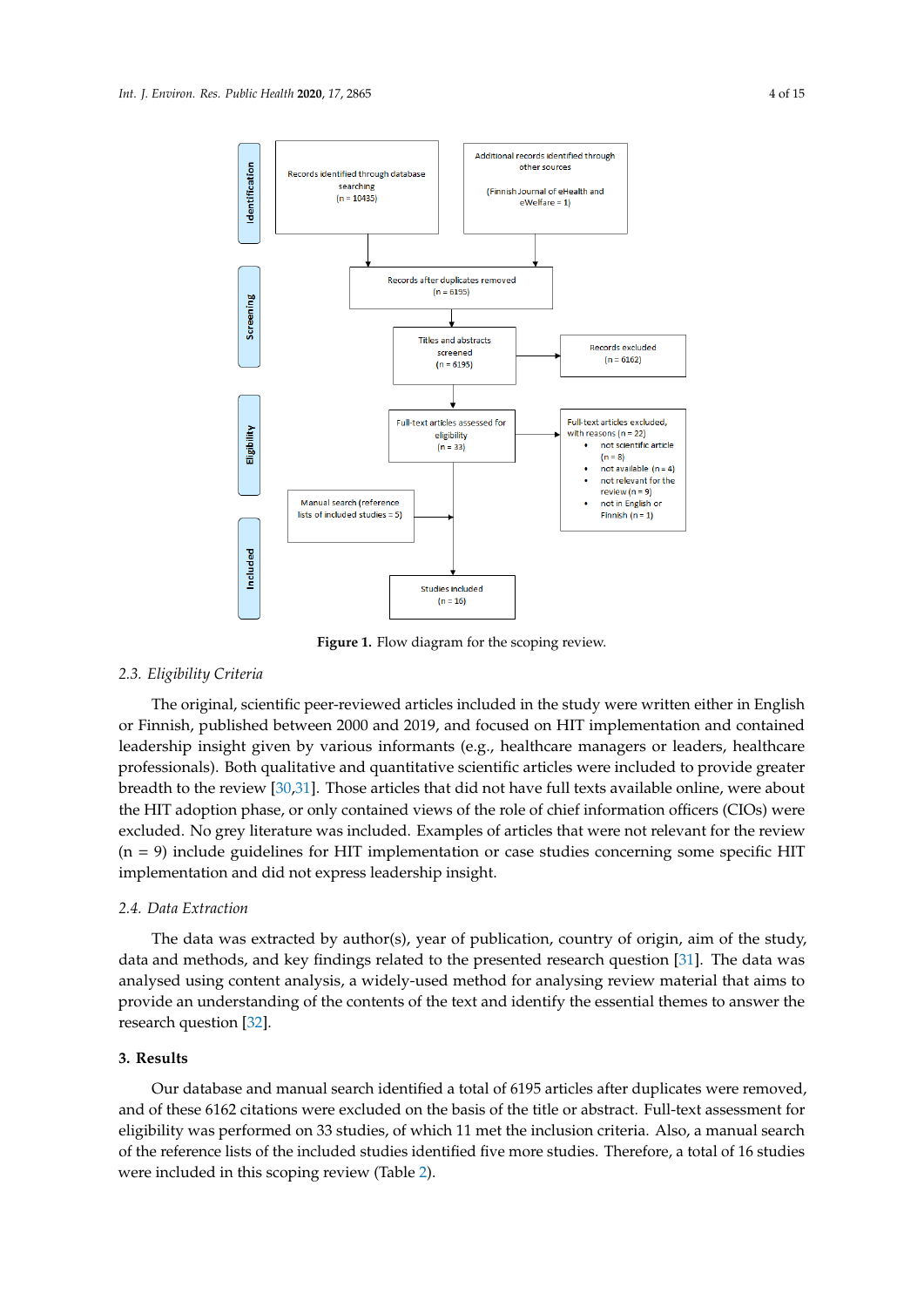Identification

Records identified through database searching (n = 10435)

Additional records identified through other sources (Finnish Journal of eHealth and eWelfare = 1)

Screening

Records after duplicates removed (n = 6195)

Titles and abstracts screened (n = 6195)

Records excluded (n = 6162)

Eligibility

Full-text articles assessed for eligibility (n = 33)

Full-text articles excluded, with reasons (n = 22)

- not scientific article (n = 8)
- not available (n = 4)
- not relevant for the review (n = 9)
- not in English or Finnish (n = 1)

Manual search (reference lists of included studies = 5)

Included

Studies included (n = 16)

**Figure 1.** Flow diagram for the scoping review.

### 2.3. Eligibility Criteria

The original, scientific peer-reviewed articles included in the study were written either in English or Finnish, published between 2000 and 2019, and focused on HIT implementation and contained leadership insight given by various informants (e.g., healthcare managers or leaders, healthcare professionals). Both qualitative and quantitative scientific articles were included to provide greater breadth to the review [30,31]. Those articles that did not have full texts available online, were about the HIT adoption phase, or only contained views of the role of chief information officers (CIOs) were excluded. No grey literature was included. Examples of articles that were not relevant for the review (n = 9) include guidelines for HIT implementation or case studies concerning some specific HIT implementation and did not express leadership insight.

### 2.4. Data Extraction

The data was extracted by author(s), year of publication, country of origin, aim of the study, data and methods, and key findings related to the presented research question [31]. The data was analysed using content analysis, a widely-used method for analysing review material that aims to provide an understanding of the contents of the text and identify the essential themes to answer the research question [32].

## 3. Results

Our database and manual search identified a total of 6195 articles after duplicates were removed, and of these 6162 citations were excluded on the basis of the title or abstract. Full-text assessment for eligibility was performed on 33 studies, of which 11 met the inclusion criteria. Also, a manual search of the reference lists of the included studies identified five more studies. Therefore, a total of 16 studies were included in this scoping review (Table 2).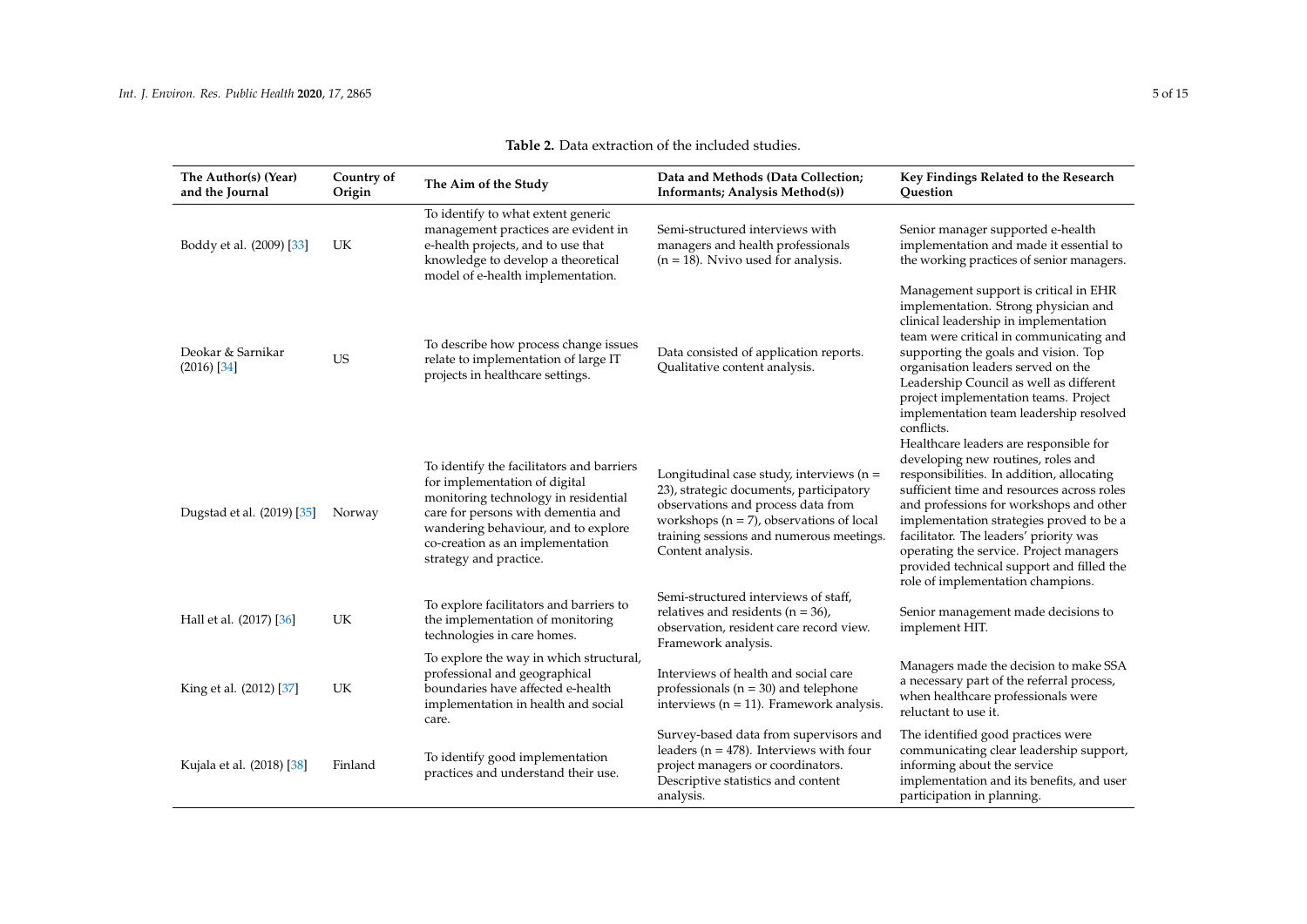**Table 2.** Data extraction of the included studies.

| The Author(s) (Year) and the Journal | Country of Origin | The Aim of the Study | Data and Methods (Data Collection; Informants; Analysis Method(s)) | Key Findings Related to the Research Question |
|---|---|---|---|---|
| Boddy et al. (2009) [33] | UK | To identify to what extent generic management practices are evident in e-health projects, and to use that knowledge to develop a theoretical model of e-health implementation. | Semi-structured interviews with managers and health professionals (n = 18). Nvivo used for analysis. | Senior manager supported e-health implementation and made it essential to the working practices of senior managers. |
| Deokar & Sarnikar (2016) [34] | US | To describe how process change issues relate to implementation of large IT projects in healthcare settings. | Data consisted of application reports. Qualitative content analysis. | Management support is critical in EHR implementation. Strong physician and clinical leadership in implementation team were critical in communicating and supporting the goals and vision. Top organisation leaders served on the Leadership Council as well as different project implementation teams. Project implementation team leadership resolved conflicts. |
| Dugstad et al. (2019) [35] | Norway | To identify the facilitators and barriers for implementation of digital monitoring technology in residential care for persons with dementia and wandering behaviour, and to explore co-creation as an implementation strategy and practice. | Longitudinal case study, interviews (n = 23), strategic documents, participatory observations and process data from workshops (n = 7), observations of local training sessions and numerous meetings. Content analysis. | Healthcare leaders are responsible for developing new routines, roles and responsibilities. In addition, allocating sufficient time and resources across roles and professions for workshops and other implementation strategies proved to be a facilitator. The leaders' priority was operating the service. Project managers provided technical support and filled the role of implementation champions. |
| Hall et al. (2017) [36] | UK | To explore facilitators and barriers to the implementation of monitoring technologies in care homes. | Semi-structured interviews of staff, relatives and residents (n = 36), observation, resident care record view. Framework analysis. | Senior management made decisions to implement HIT. |
| King et al. (2012) [37] | UK | To explore the way in which structural, professional and geographical boundaries have affected e-health implementation in health and social care. | Interviews of health and social care professionals (n = 30) and telephone interviews (n = 11). Framework analysis. | Managers made the decision to make SSA a necessary part of the referral process, when healthcare professionals were reluctant to use it. |
| Kujala et al. (2018) [38] | Finland | To identify good implementation practices and understand their use. | Survey-based data from supervisors and leaders (n = 478). Interviews with four project managers or coordinators. Descriptive statistics and content analysis. | The identified good practices were communicating clear leadership support, informing about the service implementation and its benefits, and user participation in planning. |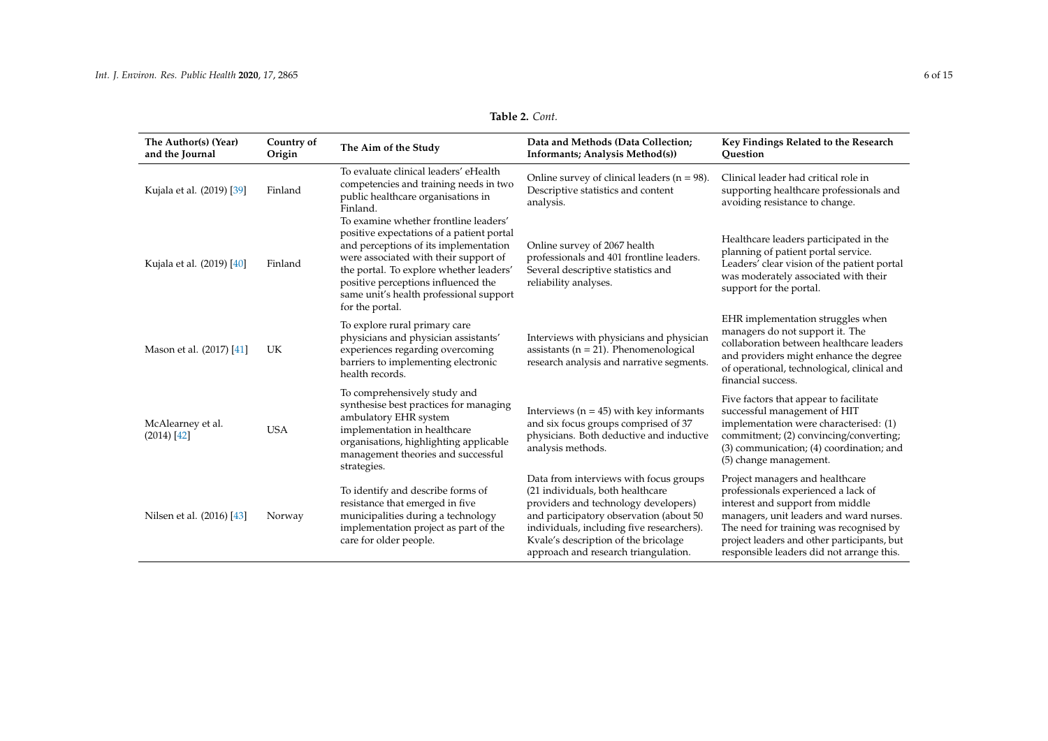**Table 2.** *Cont.*

| The Author(s) (Year) and the Journal | Country of Origin | The Aim of the Study | Data and Methods (Data Collection; Informants; Analysis Method(s)) | Key Findings Related to the Research Question |
|---|---|---|---|---|
| Kujala et al. (2019) [39] | Finland | To evaluate clinical leaders' eHealth competencies and training needs in two public healthcare organisations in Finland. | Online survey of clinical leaders (n = 98). Descriptive statistics and content analysis. | Clinical leader had critical role in supporting healthcare professionals and avoiding resistance to change. |
| Kujala et al. (2019) [40] | Finland | To examine whether frontline leaders' positive expectations of a patient portal and perceptions of its implementation were associated with their support of the portal. To explore whether leaders' positive perceptions influenced the same unit's health professional support for the portal. | Online survey of 2067 health professionals and 401 frontline leaders. Several descriptive statistics and reliability analyses. | Healthcare leaders participated in the planning of patient portal service. Leaders' clear vision of the patient portal was moderately associated with their support for the portal. |
| Mason et al. (2017) [41] | UK | To explore rural primary care physicians and physician assistants' experiences regarding overcoming barriers to implementing electronic health records. | Interviews with physicians and physician assistants (n = 21). Phenomenological research analysis and narrative segments. | EHR implementation struggles when managers do not support it. The collaboration between healthcare leaders and providers might enhance the degree of operational, technological, clinical and financial success. |
| McAlearney et al. (2014) [42] | USA | To comprehensively study and synthesise best practices for managing ambulatory EHR system implementation in healthcare organisations, highlighting applicable management theories and successful strategies. | Interviews (n = 45) with key informants and six focus groups comprised of 37 physicians. Both deductive and inductive analysis methods. | Five factors that appear to facilitate successful management of HIT implementation were characterised: (1) commitment; (2) convincing/converting; (3) communication; (4) coordination; and (5) change management. |
| Nilsen et al. (2016) [43] | Norway | To identify and describe forms of resistance that emerged in five municipalities during a technology implementation project as part of the care for older people. | Data from interviews with focus groups (21 individuals, both healthcare providers and technology developers) and participatory observation (about 50 individuals, including five researchers). Kvale's description of the bricolage approach and research triangulation. | Project managers and healthcare professionals experienced a lack of interest and support from middle managers, unit leaders and ward nurses. The need for training was recognised by project leaders and other participants, but responsible leaders did not arrange this. |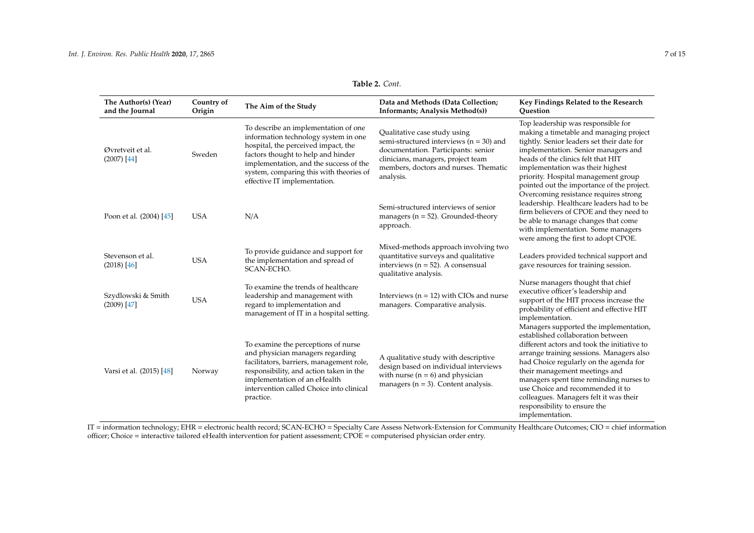**Table 2.** *Cont.*

| The Author(s) (Year) and the Journal | Country of Origin | The Aim of the Study | Data and Methods (Data Collection; Informants; Analysis Method(s)) | Key Findings Related to the Research Question |
|---|---|---|---|---|
| Øvretveit et al. (2007) [44] | Sweden | To describe an implementation of one information technology system in one hospital, the perceived impact, the factors thought to help and hinder implementation, and the success of the system, comparing this with theories of effective IT implementation. | Qualitative case study using semi-structured interviews (n = 30) and documentation. Participants: senior clinicians, managers, project team members, doctors and nurses. Thematic analysis. | Top leadership was responsible for making a timetable and managing project tightly. Senior leaders set their date for implementation. Senior managers and heads of the clinics felt that HIT implementation was their highest priority. Hospital management group pointed out the importance of the project. |
| Poon et al. (2004) [45] | USA | N/A | Semi-structured interviews of senior managers (n = 52). Grounded-theory approach. | Overcoming resistance requires strong leadership. Healthcare leaders had to be firm believers of CPOE and they need to be able to manage changes that come with implementation. Some managers were among the first to adopt CPOE. |
| Stevenson et al. (2018) [46] | USA | To provide guidance and support for the implementation and spread of SCAN-ECHO. | Mixed-methods approach involving two quantitative surveys and qualitative interviews (n = 52). A consensual qualitative analysis. | Leaders provided technical support and gave resources for training session. |
| Szydlowski & Smith (2009) [47] | USA | To examine the trends of healthcare leadership and management with regard to implementation and management of IT in a hospital setting. | Interviews (n = 12) with CIOs and nurse managers. Comparative analysis. | Nurse managers thought that chief executive officer's leadership and support of the HIT process increase the probability of efficient and effective HIT implementation. |
| Varsi et al. (2015) [48] | Norway | To examine the perceptions of nurse and physician managers regarding facilitators, barriers, management role, responsibility, and action taken in the implementation of an eHealth intervention called Choice into clinical practice. | A qualitative study with descriptive design based on individual interviews with nurse (n = 6) and physician managers (n = 3). Content analysis. | Managers supported the implementation, established collaboration between different actors and took the initiative to arrange training sessions. Managers also had Choice regularly on the agenda for their management meetings and managers spent time reminding nurses to use Choice and recommended it to colleagues. Managers felt it was their responsibility to ensure the implementation. |

IT = information technology; EHR = electronic health record; SCAN-ECHO = Specialty Care Assess Network-Extension for Community Healthcare Outcomes; CIO = chief information officer; Choice = interactive tailored eHealth intervention for patient assessment; CPOE = computerised physician order entry.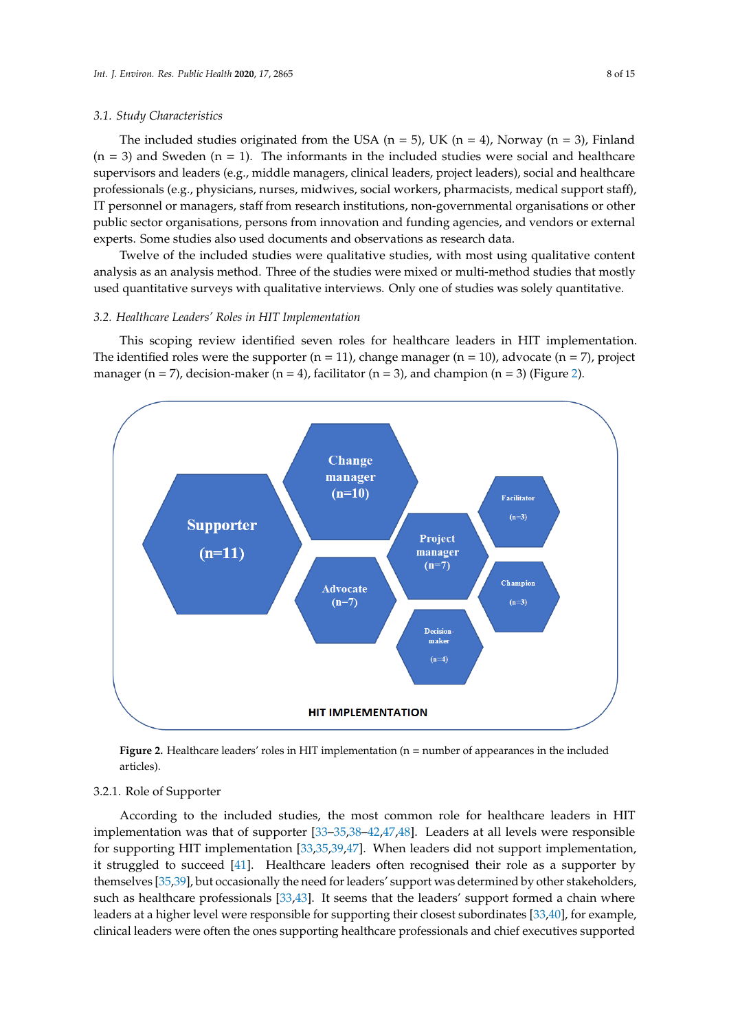### 3.1. Study Characteristics

The included studies originated from the USA (n = 5), UK (n = 4), Norway (n = 3), Finland (n = 3) and Sweden (n = 1). The informants in the included studies were social and healthcare supervisors and leaders (e.g., middle managers, clinical leaders, project leaders), social and healthcare professionals (e.g., physicians, nurses, midwives, social workers, pharmacists, medical support staff), IT personnel or managers, staff from research institutions, non-governmental organisations or other public sector organisations, persons from innovation and funding agencies, and vendors or external experts. Some studies also used documents and observations as research data.

Twelve of the included studies were qualitative studies, with most using qualitative content analysis as an analysis method. Three of the studies were mixed or multi-method studies that mostly used quantitative surveys with qualitative interviews. Only one of studies was solely quantitative.

### 3.2. Healthcare Leaders' Roles in HIT Implementation

This scoping review identified seven roles for healthcare leaders in HIT implementation. The identified roles were the supporter (n = 11), change manager (n = 10), advocate (n = 7), project manager (n = 7), decision-maker (n = 4), facilitator (n = 3), and champion (n = 3) (Figure 2).

Supporter (n=11)
Change manager (n=10)
Advocate (n=7)
Project manager (n=7)
Decision-maker (n=4)
Facilitator (n=3)
Champion (n=3)
HIT IMPLEMENTATION

**Figure 2.** Healthcare leaders' roles in HIT implementation (n = number of appearances in the included articles).

#### 3.2.1. Role of Supporter

According to the included studies, the most common role for healthcare leaders in HIT implementation was that of supporter [33–35,38–42,47,48]. Leaders at all levels were responsible for supporting HIT implementation [33,35,39,47]. When leaders did not support implementation, it struggled to succeed [41]. Healthcare leaders often recognised their role as a supporter by themselves [35,39], but occasionally the need for leaders' support was determined by other stakeholders, such as healthcare professionals [33,43]. It seems that the leaders' support formed a chain where leaders at a higher level were responsible for supporting their closest subordinates [33,40], for example, clinical leaders were often the ones supporting healthcare professionals and chief executives supported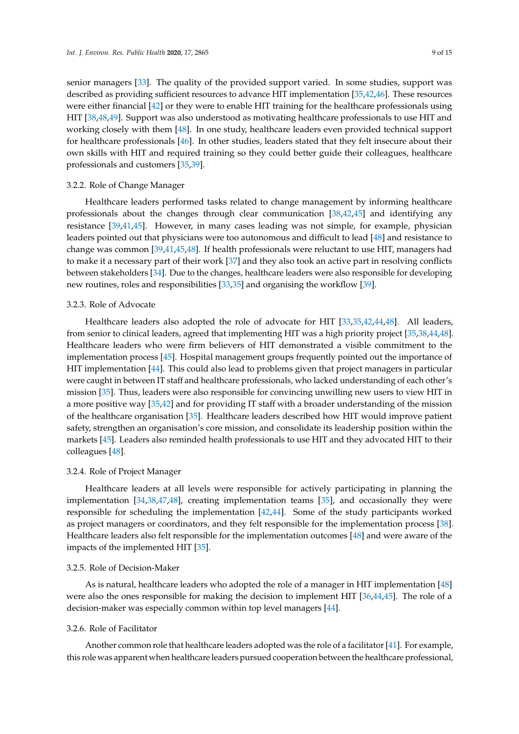senior managers [33]. The quality of the provided support varied. In some studies, support was described as providing sufficient resources to advance HIT implementation [35,42,46]. These resources were either financial [42] or they were to enable HIT training for the healthcare professionals using HIT [38,48,49]. Support was also understood as motivating healthcare professionals to use HIT and working closely with them [48]. In one study, healthcare leaders even provided technical support for healthcare professionals [46]. In other studies, leaders stated that they felt insecure about their own skills with HIT and required training so they could better guide their colleagues, healthcare professionals and customers [35,39].

#### 3.2.2. Role of Change Manager

Healthcare leaders performed tasks related to change management by informing healthcare professionals about the changes through clear communication [38,42,45] and identifying any resistance [39,41,45]. However, in many cases leading was not simple, for example, physician leaders pointed out that physicians were too autonomous and difficult to lead [48] and resistance to change was common [39,41,45,48]. If health professionals were reluctant to use HIT, managers had to make it a necessary part of their work [37] and they also took an active part in resolving conflicts between stakeholders [34]. Due to the changes, healthcare leaders were also responsible for developing new routines, roles and responsibilities [33,35] and organising the workflow [39].

#### 3.2.3. Role of Advocate

Healthcare leaders also adopted the role of advocate for HIT [33,35,42,44,48]. All leaders, from senior to clinical leaders, agreed that implementing HIT was a high priority project [35,38,44,48]. Healthcare leaders who were firm believers of HIT demonstrated a visible commitment to the implementation process [45]. Hospital management groups frequently pointed out the importance of HIT implementation [44]. This could also lead to problems given that project managers in particular were caught in between IT staff and healthcare professionals, who lacked understanding of each other's mission [35]. Thus, leaders were also responsible for convincing unwilling new users to view HIT in a more positive way [35,42] and for providing IT staff with a broader understanding of the mission of the healthcare organisation [35]. Healthcare leaders described how HIT would improve patient safety, strengthen an organisation's core mission, and consolidate its leadership position within the markets [45]. Leaders also reminded health professionals to use HIT and they advocated HIT to their colleagues [48].

#### 3.2.4. Role of Project Manager

Healthcare leaders at all levels were responsible for actively participating in planning the implementation [34,38,47,48], creating implementation teams [35], and occasionally they were responsible for scheduling the implementation [42,44]. Some of the study participants worked as project managers or coordinators, and they felt responsible for the implementation process [38]. Healthcare leaders also felt responsible for the implementation outcomes [48] and were aware of the impacts of the implemented HIT [35].

#### 3.2.5. Role of Decision-Maker

As is natural, healthcare leaders who adopted the role of a manager in HIT implementation [48] were also the ones responsible for making the decision to implement HIT [36,44,45]. The role of a decision-maker was especially common within top level managers [44].

#### 3.2.6. Role of Facilitator

Another common role that healthcare leaders adopted was the role of a facilitator [41]. For example, this role was apparent when healthcare leaders pursued cooperation between the healthcare professional,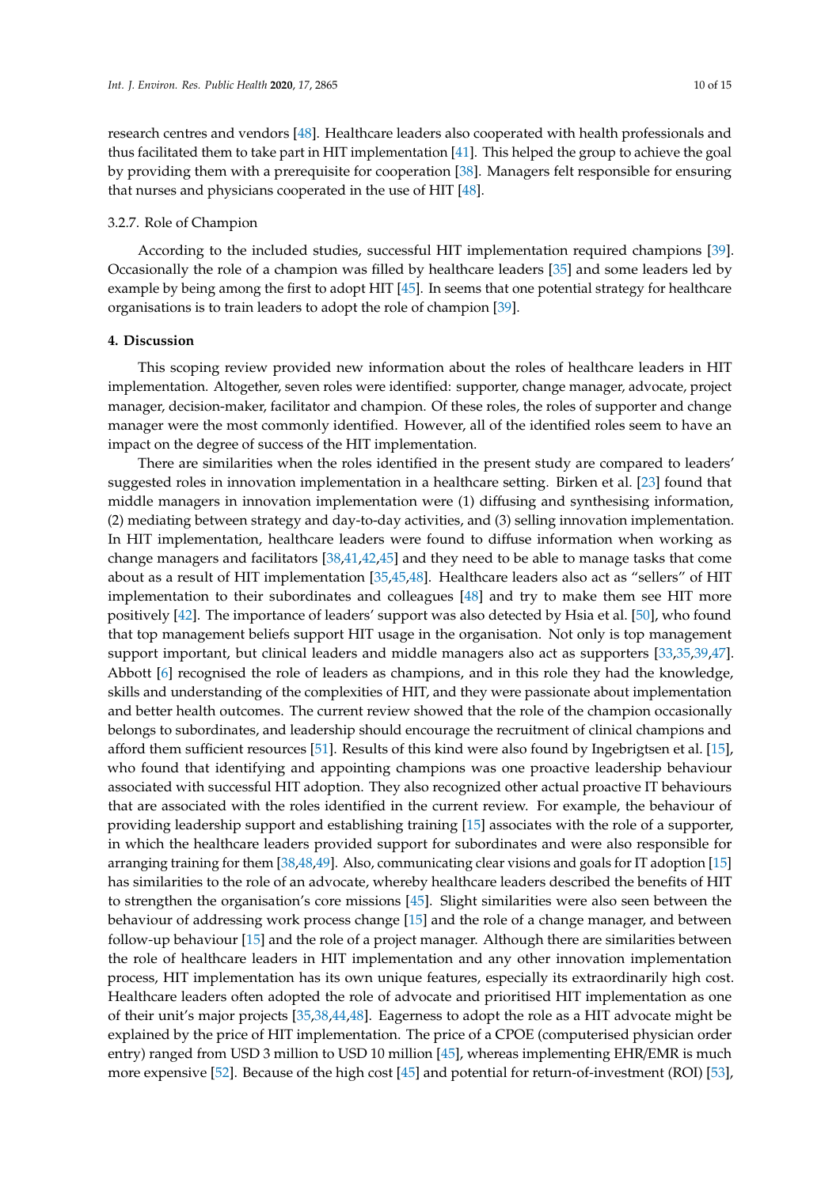research centres and vendors [48]. Healthcare leaders also cooperated with health professionals and thus facilitated them to take part in HIT implementation [41]. This helped the group to achieve the goal by providing them with a prerequisite for cooperation [38]. Managers felt responsible for ensuring that nurses and physicians cooperated in the use of HIT [48].

#### 3.2.7. Role of Champion

According to the included studies, successful HIT implementation required champions [39]. Occasionally the role of a champion was filled by healthcare leaders [35] and some leaders led by example by being among the first to adopt HIT [45]. In seems that one potential strategy for healthcare organisations is to train leaders to adopt the role of champion [39].

## 4. Discussion

This scoping review provided new information about the roles of healthcare leaders in HIT implementation. Altogether, seven roles were identified: supporter, change manager, advocate, project manager, decision-maker, facilitator and champion. Of these roles, the roles of supporter and change manager were the most commonly identified. However, all of the identified roles seem to have an impact on the degree of success of the HIT implementation.

There are similarities when the roles identified in the present study are compared to leaders' suggested roles in innovation implementation in a healthcare setting. Birken et al. [23] found that middle managers in innovation implementation were (1) diffusing and synthesising information, (2) mediating between strategy and day-to-day activities, and (3) selling innovation implementation. In HIT implementation, healthcare leaders were found to diffuse information when working as change managers and facilitators [38,41,42,45] and they need to be able to manage tasks that come about as a result of HIT implementation [35,45,48]. Healthcare leaders also act as "sellers" of HIT implementation to their subordinates and colleagues [48] and try to make them see HIT more positively [42]. The importance of leaders' support was also detected by Hsia et al. [50], who found that top management beliefs support HIT usage in the organisation. Not only is top management support important, but clinical leaders and middle managers also act as supporters [33,35,39,47]. Abbott [6] recognised the role of leaders as champions, and in this role they had the knowledge, skills and understanding of the complexities of HIT, and they were passionate about implementation and better health outcomes. The current review showed that the role of the champion occasionally belongs to subordinates, and leadership should encourage the recruitment of clinical champions and afford them sufficient resources [51]. Results of this kind were also found by Ingebrigtsen et al. [15], who found that identifying and appointing champions was one proactive leadership behaviour associated with successful HIT adoption. They also recognized other actual proactive IT behaviours that are associated with the roles identified in the current review. For example, the behaviour of providing leadership support and establishing training [15] associates with the role of a supporter, in which the healthcare leaders provided support for subordinates and were also responsible for arranging training for them [38,48,49]. Also, communicating clear visions and goals for IT adoption [15] has similarities to the role of an advocate, whereby healthcare leaders described the benefits of HIT to strengthen the organisation's core missions [45]. Slight similarities were also seen between the behaviour of addressing work process change [15] and the role of a change manager, and between follow-up behaviour [15] and the role of a project manager. Although there are similarities between the role of healthcare leaders in HIT implementation and any other innovation implementation process, HIT implementation has its own unique features, especially its extraordinarily high cost. Healthcare leaders often adopted the role of advocate and prioritised HIT implementation as one of their unit's major projects [35,38,44,48]. Eagerness to adopt the role as a HIT advocate might be explained by the price of HIT implementation. The price of a CPOE (computerised physician order entry) ranged from USD 3 million to USD 10 million [45], whereas implementing EHR/EMR is much more expensive [52]. Because of the high cost [45] and potential for return-of-investment (ROI) [53],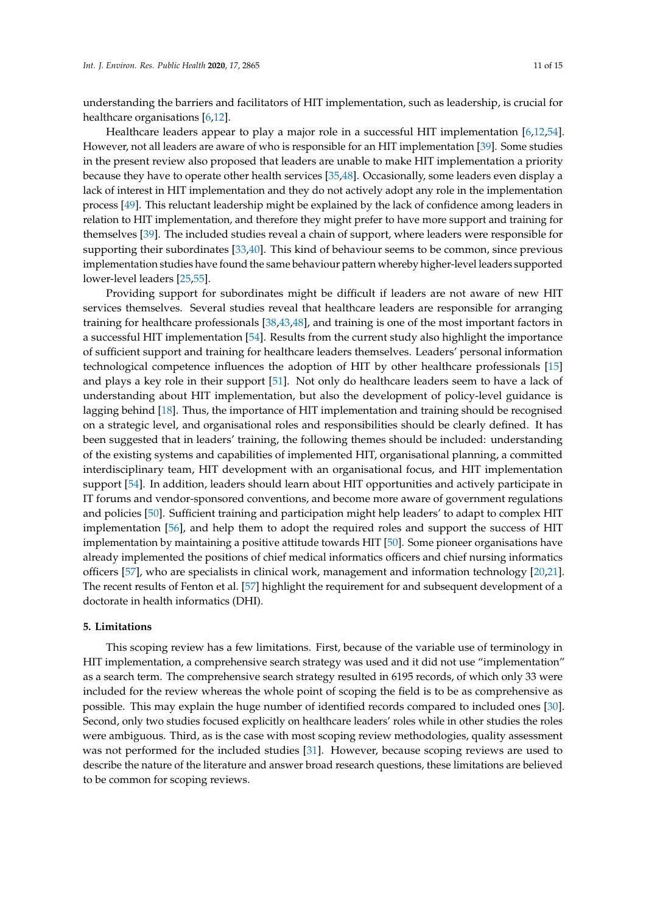understanding the barriers and facilitators of HIT implementation, such as leadership, is crucial for healthcare organisations [6,12].

Healthcare leaders appear to play a major role in a successful HIT implementation [6,12,54]. However, not all leaders are aware of who is responsible for an HIT implementation [39]. Some studies in the present review also proposed that leaders are unable to make HIT implementation a priority because they have to operate other health services [35,48]. Occasionally, some leaders even display a lack of interest in HIT implementation and they do not actively adopt any role in the implementation process [49]. This reluctant leadership might be explained by the lack of confidence among leaders in relation to HIT implementation, and therefore they might prefer to have more support and training for themselves [39]. The included studies reveal a chain of support, where leaders were responsible for supporting their subordinates [33,40]. This kind of behaviour seems to be common, since previous implementation studies have found the same behaviour pattern whereby higher-level leaders supported lower-level leaders [25,55].

Providing support for subordinates might be difficult if leaders are not aware of new HIT services themselves. Several studies reveal that healthcare leaders are responsible for arranging training for healthcare professionals [38,43,48], and training is one of the most important factors in a successful HIT implementation [54]. Results from the current study also highlight the importance of sufficient support and training for healthcare leaders themselves. Leaders' personal information technological competence influences the adoption of HIT by other healthcare professionals [15] and plays a key role in their support [51]. Not only do healthcare leaders seem to have a lack of understanding about HIT implementation, but also the development of policy-level guidance is lagging behind [18]. Thus, the importance of HIT implementation and training should be recognised on a strategic level, and organisational roles and responsibilities should be clearly defined. It has been suggested that in leaders' training, the following themes should be included: understanding of the existing systems and capabilities of implemented HIT, organisational planning, a committed interdisciplinary team, HIT development with an organisational focus, and HIT implementation support [54]. In addition, leaders should learn about HIT opportunities and actively participate in IT forums and vendor-sponsored conventions, and become more aware of government regulations and policies [50]. Sufficient training and participation might help leaders' to adapt to complex HIT implementation [56], and help them to adopt the required roles and support the success of HIT implementation by maintaining a positive attitude towards HIT [50]. Some pioneer organisations have already implemented the positions of chief medical informatics officers and chief nursing informatics officers [57], who are specialists in clinical work, management and information technology [20,21]. The recent results of Fenton et al. [57] highlight the requirement for and subsequent development of a doctorate in health informatics (DHI).

## 5. Limitations

This scoping review has a few limitations. First, because of the variable use of terminology in HIT implementation, a comprehensive search strategy was used and it did not use "implementation" as a search term. The comprehensive search strategy resulted in 6195 records, of which only 33 were included for the review whereas the whole point of scoping the field is to be as comprehensive as possible. This may explain the huge number of identified records compared to included ones [30]. Second, only two studies focused explicitly on healthcare leaders' roles while in other studies the roles were ambiguous. Third, as is the case with most scoping review methodologies, quality assessment was not performed for the included studies [31]. However, because scoping reviews are used to describe the nature of the literature and answer broad research questions, these limitations are believed to be common for scoping reviews.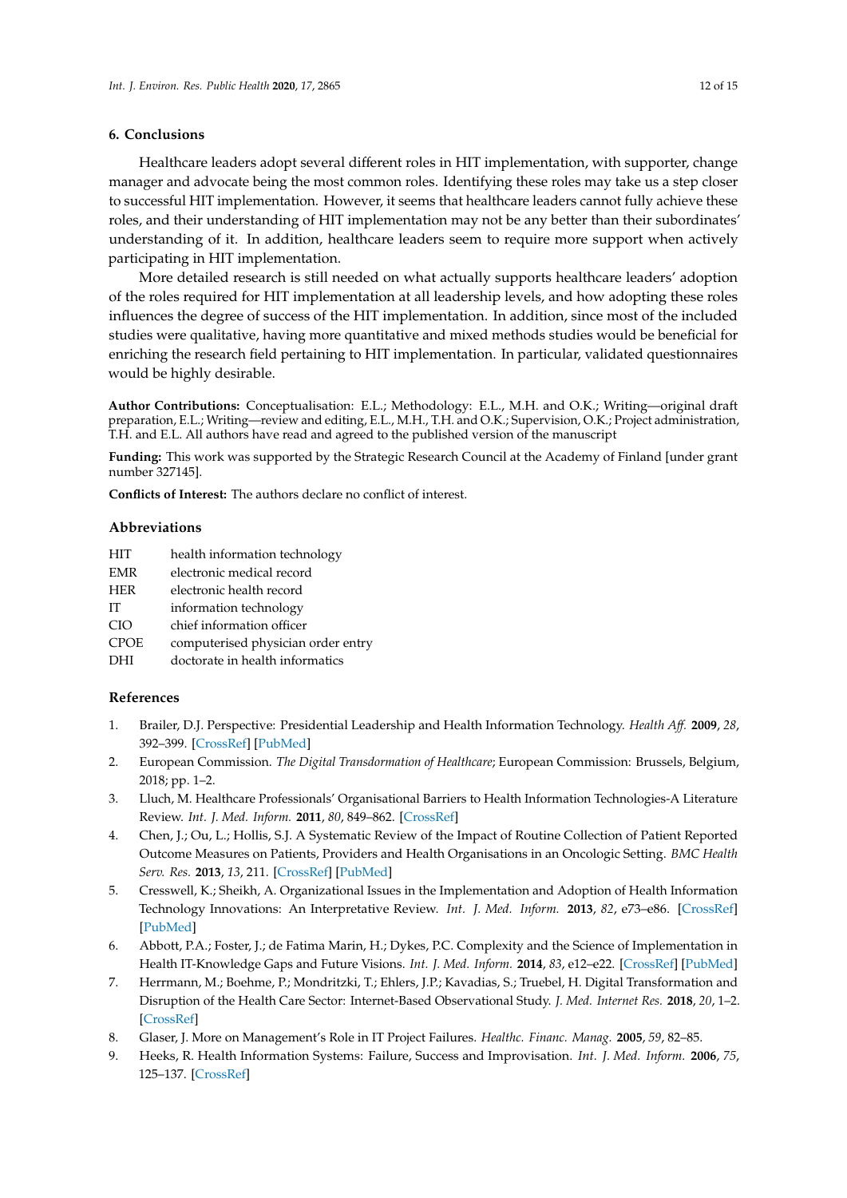## 6. Conclusions

Healthcare leaders adopt several different roles in HIT implementation, with supporter, change manager and advocate being the most common roles. Identifying these roles may take us a step closer to successful HIT implementation. However, it seems that healthcare leaders cannot fully achieve these roles, and their understanding of HIT implementation may not be any better than their subordinates' understanding of it. In addition, healthcare leaders seem to require more support when actively participating in HIT implementation.

More detailed research is still needed on what actually supports healthcare leaders' adoption of the roles required for HIT implementation at all leadership levels, and how adopting these roles influences the degree of success of the HIT implementation. In addition, since most of the included studies were qualitative, having more quantitative and mixed methods studies would be beneficial for enriching the research field pertaining to HIT implementation. In particular, validated questionnaires would be highly desirable.

**Author Contributions:** Conceptualisation: E.L.; Methodology: E.L., M.H. and O.K.; Writing—original draft preparation, E.L.; Writing—review and editing, E.L., M.H., T.H. and O.K.; Supervision, O.K.; Project administration, T.H. and E.L. All authors have read and agreed to the published version of the manuscript

**Funding:** This work was supported by the Strategic Research Council at the Academy of Finland [under grant number 327145].

**Conflicts of Interest:** The authors declare no conflict of interest.

## Abbreviations

| | |
|---|---|
| HIT | health information technology |
| EMR | electronic medical record |
| HER | electronic health record |
| IT | information technology |
| CIO | chief information officer |
| CPOE | computerised physician order entry |
| DHI | doctorate in health informatics |

## References

1. Brailer, D.J. Perspective: Presidential Leadership and Health Information Technology. *Health Aff.* **2009**, *28*, 392–399. [CrossRef] [PubMed]
2. European Commission. *The Digital Transdormation of Healthcare*; European Commission: Brussels, Belgium, 2018; pp. 1–2.
3. Lluch, M. Healthcare Professionals' Organisational Barriers to Health Information Technologies-A Literature Review. *Int. J. Med. Inform.* **2011**, *80*, 849–862. [CrossRef]
4. Chen, J.; Ou, L.; Hollis, S.J. A Systematic Review of the Impact of Routine Collection of Patient Reported Outcome Measures on Patients, Providers and Health Organisations in an Oncologic Setting. *BMC Health Serv. Res.* **2013**, *13*, 211. [CrossRef] [PubMed]
5. Cresswell, K.; Sheikh, A. Organizational Issues in the Implementation and Adoption of Health Information Technology Innovations: An Interpretative Review. *Int. J. Med. Inform.* **2013**, *82*, e73–e86. [CrossRef] [PubMed]
6. Abbott, P.A.; Foster, J.; de Fatima Marin, H.; Dykes, P.C. Complexity and the Science of Implementation in Health IT-Knowledge Gaps and Future Visions. *Int. J. Med. Inform.* **2014**, *83*, e12–e22. [CrossRef] [PubMed]
7. Herrmann, M.; Boehme, P.; Mondritzki, T.; Ehlers, J.P.; Kavadias, S.; Truebel, H. Digital Transformation and Disruption of the Health Care Sector: Internet-Based Observational Study. *J. Med. Internet Res.* **2018**, *20*, 1–2. [CrossRef]
8. Glaser, J. More on Management's Role in IT Project Failures. *Healthc. Financ. Manag.* **2005**, *59*, 82–85.
9. Heeks, R. Health Information Systems: Failure, Success and Improvisation. *Int. J. Med. Inform.* **2006**, *75*, 125–137. [CrossRef]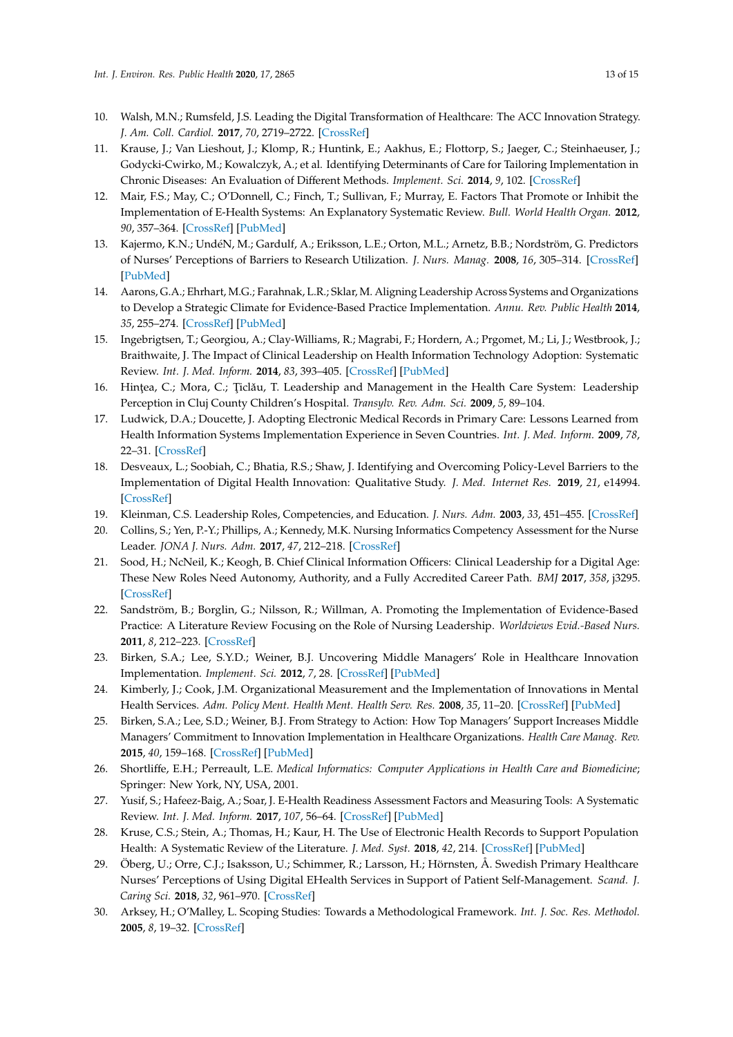10. Walsh, M.N.; Rumsfeld, J.S. Leading the Digital Transformation of Healthcare: The ACC Innovation Strategy. *J. Am. Coll. Cardiol.* **2017**, *70*, 2719–2722. [CrossRef]
11. Krause, J.; Van Lieshout, J.; Klomp, R.; Huntink, E.; Aakhus, E.; Flottorp, S.; Jaeger, C.; Steinhaeuser, J.; Godycki-Cwirko, M.; Kowalczyk, A.; et al. Identifying Determinants of Care for Tailoring Implementation in Chronic Diseases: An Evaluation of Different Methods. *Implement. Sci.* **2014**, *9*, 102. [CrossRef]
12. Mair, F.S.; May, C.; O'Donnell, C.; Finch, T.; Sullivan, F.; Murray, E. Factors That Promote or Inhibit the Implementation of E-Health Systems: An Explanatory Systematic Review. *Bull. World Health Organ.* **2012**, *90*, 357–364. [CrossRef] [PubMed]
13. Kajermo, K.N.; UndéN, M.; Gardulf, A.; Eriksson, L.E.; Orton, M.L.; Arnetz, B.B.; Nordström, G. Predictors of Nurses' Perceptions of Barriers to Research Utilization. *J. Nurs. Manag.* **2008**, *16*, 305–314. [CrossRef] [PubMed]
14. Aarons, G.A.; Ehrhart, M.G.; Farahnak, L.R.; Sklar, M. Aligning Leadership Across Systems and Organizations to Develop a Strategic Climate for Evidence-Based Practice Implementation. *Annu. Rev. Public Health* **2014**, *35*, 255–274. [CrossRef] [PubMed]
15. Ingebrigtsen, T.; Georgiou, A.; Clay-Williams, R.; Magrabi, F.; Hordern, A.; Prgomet, M.; Li, J.; Westbrook, J.; Braithwaite, J. The Impact of Clinical Leadership on Health Information Technology Adoption: Systematic Review. *Int. J. Med. Inform.* **2014**, *83*, 393–405. [CrossRef] [PubMed]
16. Hințea, C.; Mora, C.; Țiclău, T. Leadership and Management in the Health Care System: Leadership Perception in Cluj County Children's Hospital. *Transylv. Rev. Adm. Sci.* **2009**, *5*, 89–104.
17. Ludwick, D.A.; Doucette, J. Adopting Electronic Medical Records in Primary Care: Lessons Learned from Health Information Systems Implementation Experience in Seven Countries. *Int. J. Med. Inform.* **2009**, *78*, 22–31. [CrossRef]
18. Desveaux, L.; Soobiah, C.; Bhatia, R.S.; Shaw, J. Identifying and Overcoming Policy-Level Barriers to the Implementation of Digital Health Innovation: Qualitative Study. *J. Med. Internet Res.* **2019**, *21*, e14994. [CrossRef]
19. Kleinman, C.S. Leadership Roles, Competencies, and Education. *J. Nurs. Adm.* **2003**, *33*, 451–455. [CrossRef]
20. Collins, S.; Yen, P.-Y.; Phillips, A.; Kennedy, M.K. Nursing Informatics Competency Assessment for the Nurse Leader. *JONA J. Nurs. Adm.* **2017**, *47*, 212–218. [CrossRef]
21. Sood, H.; NcNeil, K.; Keogh, B. Chief Clinical Information Officers: Clinical Leadership for a Digital Age: These New Roles Need Autonomy, Authority, and a Fully Accredited Career Path. *BMJ* **2017**, *358*, j3295. [CrossRef]
22. Sandström, B.; Borglin, G.; Nilsson, R.; Willman, A. Promoting the Implementation of Evidence-Based Practice: A Literature Review Focusing on the Role of Nursing Leadership. *Worldviews Evid.-Based Nurs.* **2011**, *8*, 212–223. [CrossRef]
23. Birken, S.A.; Lee, S.Y.D.; Weiner, B.J. Uncovering Middle Managers' Role in Healthcare Innovation Implementation. *Implement. Sci.* **2012**, *7*, 28. [CrossRef] [PubMed]
24. Kimberly, J.; Cook, J.M. Organizational Measurement and the Implementation of Innovations in Mental Health Services. *Adm. Policy Ment. Health Ment. Health Serv. Res.* **2008**, *35*, 11–20. [CrossRef] [PubMed]
25. Birken, S.A.; Lee, S.D.; Weiner, B.J. From Strategy to Action: How Top Managers' Support Increases Middle Managers' Commitment to Innovation Implementation in Healthcare Organizations. *Health Care Manag. Rev.* **2015**, *40*, 159–168. [CrossRef] [PubMed]
26. Shortliffe, E.H.; Perreault, L.E. *Medical Informatics: Computer Applications in Health Care and Biomedicine*; Springer: New York, NY, USA, 2001.
27. Yusif, S.; Hafeez-Baig, A.; Soar, J. E-Health Readiness Assessment Factors and Measuring Tools: A Systematic Review. *Int. J. Med. Inform.* **2017**, *107*, 56–64. [CrossRef] [PubMed]
28. Kruse, C.S.; Stein, A.; Thomas, H.; Kaur, H. The Use of Electronic Health Records to Support Population Health: A Systematic Review of the Literature. *J. Med. Syst.* **2018**, *42*, 214. [CrossRef] [PubMed]
29. Öberg, U.; Orre, C.J.; Isaksson, U.; Schimmer, R.; Larsson, H.; Hörnsten, Å. Swedish Primary Healthcare Nurses' Perceptions of Using Digital EHealth Services in Support of Patient Self-Management. *Scand. J. Caring Sci.* **2018**, *32*, 961–970. [CrossRef]
30. Arksey, H.; O'Malley, L. Scoping Studies: Towards a Methodological Framework. *Int. J. Soc. Res. Methodol.* **2005**, *8*, 19–32. [CrossRef]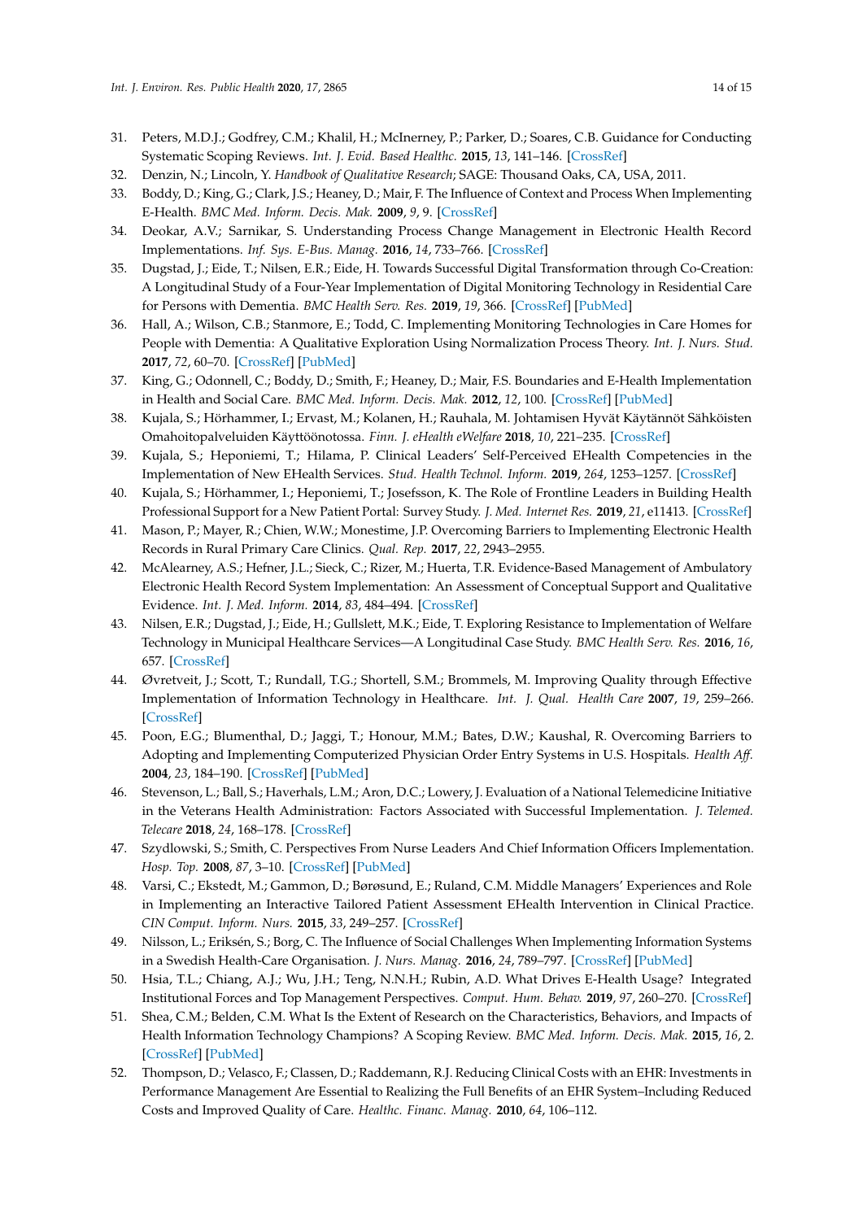31. Peters, M.D.J.; Godfrey, C.M.; Khalil, H.; McInerney, P.; Parker, D.; Soares, C.B. Guidance for Conducting Systematic Scoping Reviews. *Int. J. Evid. Based Healthc.* **2015**, *13*, 141–146. [CrossRef]
32. Denzin, N.; Lincoln, Y. *Handbook of Qualitative Research*; SAGE: Thousand Oaks, CA, USA, 2011.
33. Boddy, D.; King, G.; Clark, J.S.; Heaney, D.; Mair, F. The Influence of Context and Process When Implementing E-Health. *BMC Med. Inform. Decis. Mak.* **2009**, *9*, 9. [CrossRef]
34. Deokar, A.V.; Sarnikar, S. Understanding Process Change Management in Electronic Health Record Implementations. *Inf. Sys. E-Bus. Manag.* **2016**, *14*, 733–766. [CrossRef]
35. Dugstad, J.; Eide, T.; Nilsen, E.R.; Eide, H. Towards Successful Digital Transformation through Co-Creation: A Longitudinal Study of a Four-Year Implementation of Digital Monitoring Technology in Residential Care for Persons with Dementia. *BMC Health Serv. Res.* **2019**, *19*, 366. [CrossRef] [PubMed]
36. Hall, A.; Wilson, C.B.; Stanmore, E.; Todd, C. Implementing Monitoring Technologies in Care Homes for People with Dementia: A Qualitative Exploration Using Normalization Process Theory. *Int. J. Nurs. Stud.* **2017**, *72*, 60–70. [CrossRef] [PubMed]
37. King, G.; Odonnell, C.; Boddy, D.; Smith, F.; Heaney, D.; Mair, F.S. Boundaries and E-Health Implementation in Health and Social Care. *BMC Med. Inform. Decis. Mak.* **2012**, *12*, 100. [CrossRef] [PubMed]
38. Kujala, S.; Hörhammer, I.; Ervast, M.; Kolanen, H.; Rauhala, M. Johtamisen Hyvät Käytännöt Sähköisten Omahoitopalveluiden Käyttöönotossa. *Finn. J. eHealth eWelfare* **2018**, *10*, 221–235. [CrossRef]
39. Kujala, S.; Heponiemi, T.; Hilama, P. Clinical Leaders' Self-Perceived EHealth Competencies in the Implementation of New EHealth Services. *Stud. Health Technol. Inform.* **2019**, *264*, 1253–1257. [CrossRef]
40. Kujala, S.; Hörhammer, I.; Heponiemi, T.; Josefsson, K. The Role of Frontline Leaders in Building Health Professional Support for a New Patient Portal: Survey Study. *J. Med. Internet Res.* **2019**, *21*, e11413. [CrossRef]
41. Mason, P.; Mayer, R.; Chien, W.W.; Monestime, J.P. Overcoming Barriers to Implementing Electronic Health Records in Rural Primary Care Clinics. *Qual. Rep.* **2017**, *22*, 2943–2955.
42. McAlearney, A.S.; Hefner, J.L.; Sieck, C.; Rizer, M.; Huerta, T.R. Evidence-Based Management of Ambulatory Electronic Health Record System Implementation: An Assessment of Conceptual Support and Qualitative Evidence. *Int. J. Med. Inform.* **2014**, *83*, 484–494. [CrossRef]
43. Nilsen, E.R.; Dugstad, J.; Eide, H.; Gullslett, M.K.; Eide, T. Exploring Resistance to Implementation of Welfare Technology in Municipal Healthcare Services—A Longitudinal Case Study. *BMC Health Serv. Res.* **2016**, *16*, 657. [CrossRef]
44. Øvretveit, J.; Scott, T.; Rundall, T.G.; Shortell, S.M.; Brommels, M. Improving Quality through Effective Implementation of Information Technology in Healthcare. *Int. J. Qual. Health Care* **2007**, *19*, 259–266. [CrossRef]
45. Poon, E.G.; Blumenthal, D.; Jaggi, T.; Honour, M.M.; Bates, D.W.; Kaushal, R. Overcoming Barriers to Adopting and Implementing Computerized Physician Order Entry Systems in U.S. Hospitals. *Health Aff.* **2004**, *23*, 184–190. [CrossRef] [PubMed]
46. Stevenson, L.; Ball, S.; Haverhals, L.M.; Aron, D.C.; Lowery, J. Evaluation of a National Telemedicine Initiative in the Veterans Health Administration: Factors Associated with Successful Implementation. *J. Telemed. Telecare* **2018**, *24*, 168–178. [CrossRef]
47. Szydlowski, S.; Smith, C. Perspectives From Nurse Leaders And Chief Information Officers Implementation. *Hosp. Top.* **2008**, *87*, 3–10. [CrossRef] [PubMed]
48. Varsi, C.; Ekstedt, M.; Gammon, D.; Børøsund, E.; Ruland, C.M. Middle Managers' Experiences and Role in Implementing an Interactive Tailored Patient Assessment EHealth Intervention in Clinical Practice. *CIN Comput. Inform. Nurs.* **2015**, *33*, 249–257. [CrossRef]
49. Nilsson, L.; Eriksén, S.; Borg, C. The Influence of Social Challenges When Implementing Information Systems in a Swedish Health-Care Organisation. *J. Nurs. Manag.* **2016**, *24*, 789–797. [CrossRef] [PubMed]
50. Hsia, T.L.; Chiang, A.J.; Wu, J.H.; Teng, N.N.H.; Rubin, A.D. What Drives E-Health Usage? Integrated Institutional Forces and Top Management Perspectives. *Comput. Hum. Behav.* **2019**, *97*, 260–270. [CrossRef]
51. Shea, C.M.; Belden, C.M. What Is the Extent of Research on the Characteristics, Behaviors, and Impacts of Health Information Technology Champions? A Scoping Review. *BMC Med. Inform. Decis. Mak.* **2015**, *16*, 2. [CrossRef] [PubMed]
52. Thompson, D.; Velasco, F.; Classen, D.; Raddemann, R.J. Reducing Clinical Costs with an EHR: Investments in Performance Management Are Essential to Realizing the Full Benefits of an EHR System–Including Reduced Costs and Improved Quality of Care. *Healthc. Financ. Manag.* **2010**, *64*, 106–112.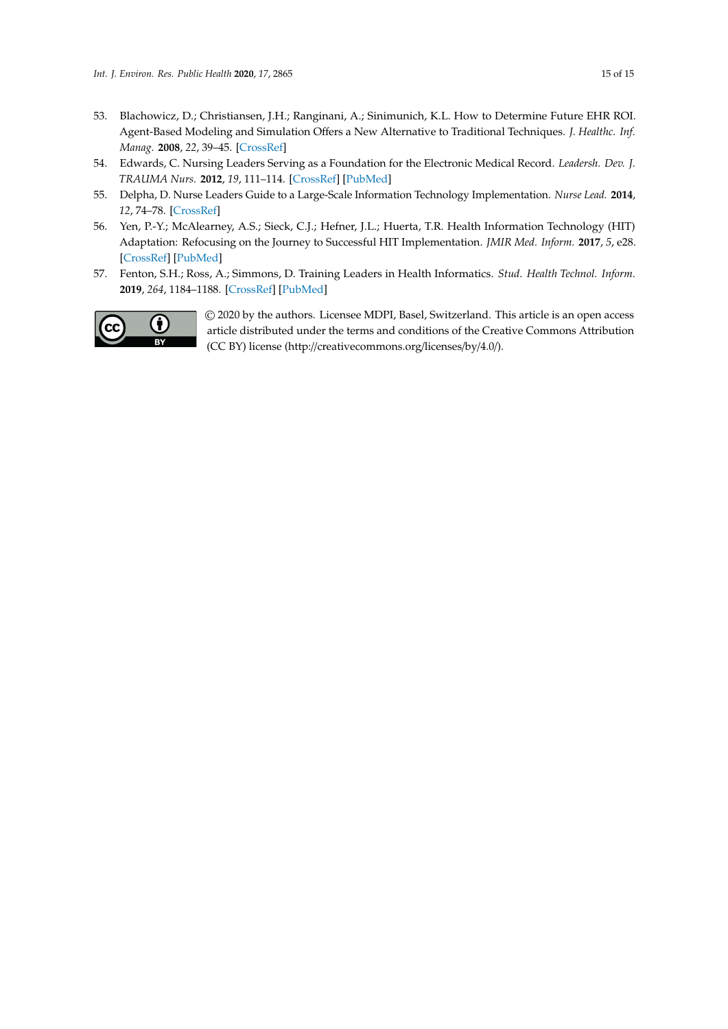53. Blachowicz, D.; Christiansen, J.H.; Ranginani, A.; Sinimunich, K.L. How to Determine Future EHR ROI. Agent-Based Modeling and Simulation Offers a New Alternative to Traditional Techniques. *J. Healthc. Inf. Manag.* **2008**, *22*, 39–45. [CrossRef]
54. Edwards, C. Nursing Leaders Serving as a Foundation for the Electronic Medical Record. *Leadersh. Dev. J. TRAUMA Nurs.* **2012**, *19*, 111–114. [CrossRef] [PubMed]
55. Delpha, D. Nurse Leaders Guide to a Large-Scale Information Technology Implementation. *Nurse Lead.* **2014**, *12*, 74–78. [CrossRef]
56. Yen, P.-Y.; McAlearney, A.S.; Sieck, C.J.; Hefner, J.L.; Huerta, T.R. Health Information Technology (HIT) Adaptation: Refocusing on the Journey to Successful HIT Implementation. *JMIR Med. Inform.* **2017**, *5*, e28. [CrossRef] [PubMed]
57. Fenton, S.H.; Ross, A.; Simmons, D. Training Leaders in Health Informatics. *Stud. Health Technol. Inform.* **2019**, *264*, 1184–1188. [CrossRef] [PubMed]

© 2020 by the authors. Licensee MDPI, Basel, Switzerland. This article is an open access article distributed under the terms and conditions of the Creative Commons Attribution (CC BY) license (http://creativecommons.org/licenses/by/4.0/).